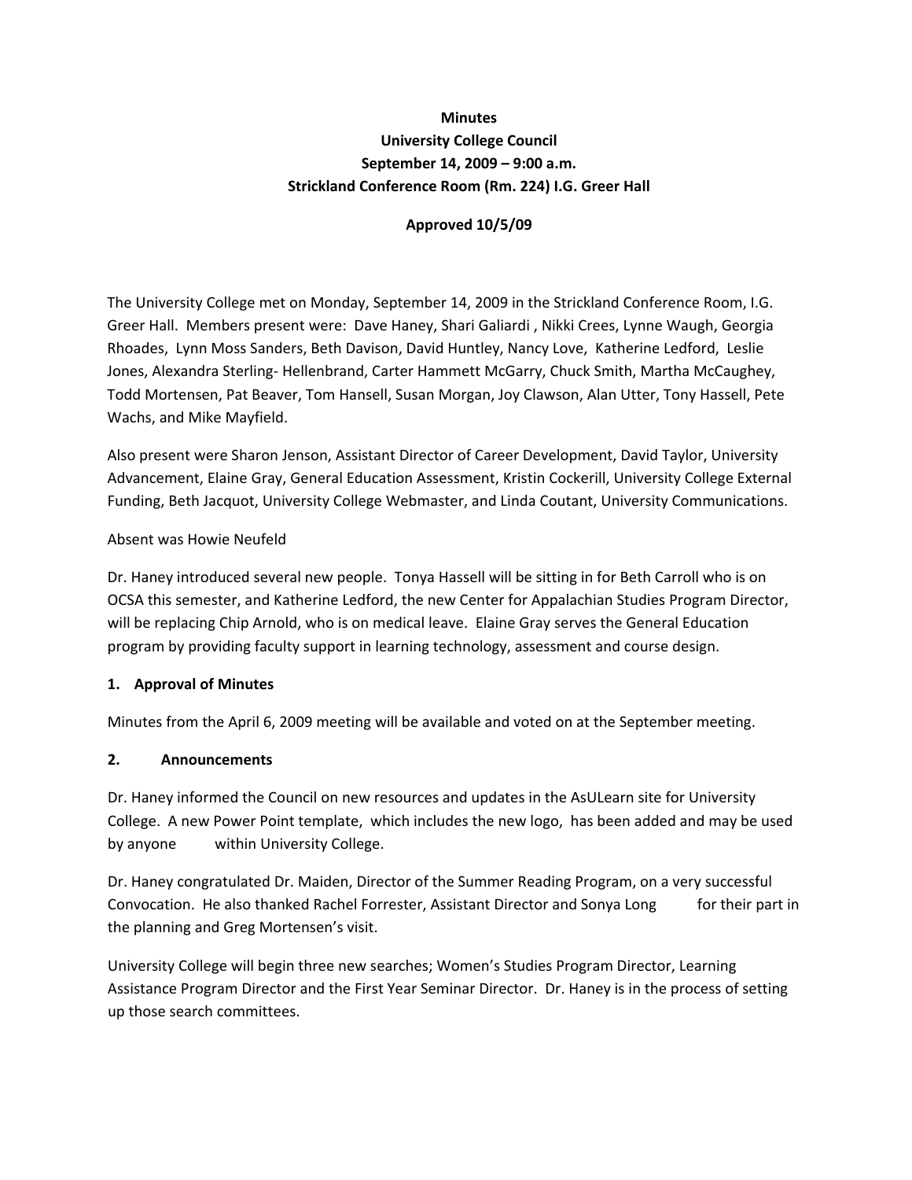**Minutes**
**University College Council**
**September 14, 2009 – 9:00 a.m.**
**Strickland Conference Room (Rm. 224) I.G. Greer Hall**

**Approved 10/5/09**

The University College met on Monday, September 14, 2009 in the Strickland Conference Room, I.G. Greer Hall. Members present were: Dave Haney, Shari Galiardi , Nikki Crees, Lynne Waugh, Georgia Rhoades, Lynn Moss Sanders, Beth Davison, David Huntley, Nancy Love, Katherine Ledford, Leslie Jones, Alexandra Sterling- Hellenbrand, Carter Hammett McGarry, Chuck Smith, Martha McCaughey, Todd Mortensen, Pat Beaver, Tom Hansell, Susan Morgan, Joy Clawson, Alan Utter, Tony Hassell, Pete Wachs, and Mike Mayfield.

Also present were Sharon Jenson, Assistant Director of Career Development, David Taylor, University Advancement, Elaine Gray, General Education Assessment, Kristin Cockerill, University College External Funding, Beth Jacquot, University College Webmaster, and Linda Coutant, University Communications.

Absent was Howie Neufeld

Dr. Haney introduced several new people. Tonya Hassell will be sitting in for Beth Carroll who is on OCSA this semester, and Katherine Ledford, the new Center for Appalachian Studies Program Director, will be replacing Chip Arnold, who is on medical leave. Elaine Gray serves the General Education program by providing faculty support in learning technology, assessment and course design.

**1. Approval of Minutes**

Minutes from the April 6, 2009 meeting will be available and voted on at the September meeting.

**2. Announcements**

Dr. Haney informed the Council on new resources and updates in the AsULearn site for University College. A new Power Point template, which includes the new logo, has been added and may be used by anyone within University College.

Dr. Haney congratulated Dr. Maiden, Director of the Summer Reading Program, on a very successful Convocation. He also thanked Rachel Forrester, Assistant Director and Sonya Long for their part in the planning and Greg Mortensen's visit.

University College will begin three new searches; Women's Studies Program Director, Learning Assistance Program Director and the First Year Seminar Director. Dr. Haney is in the process of setting up those search committees.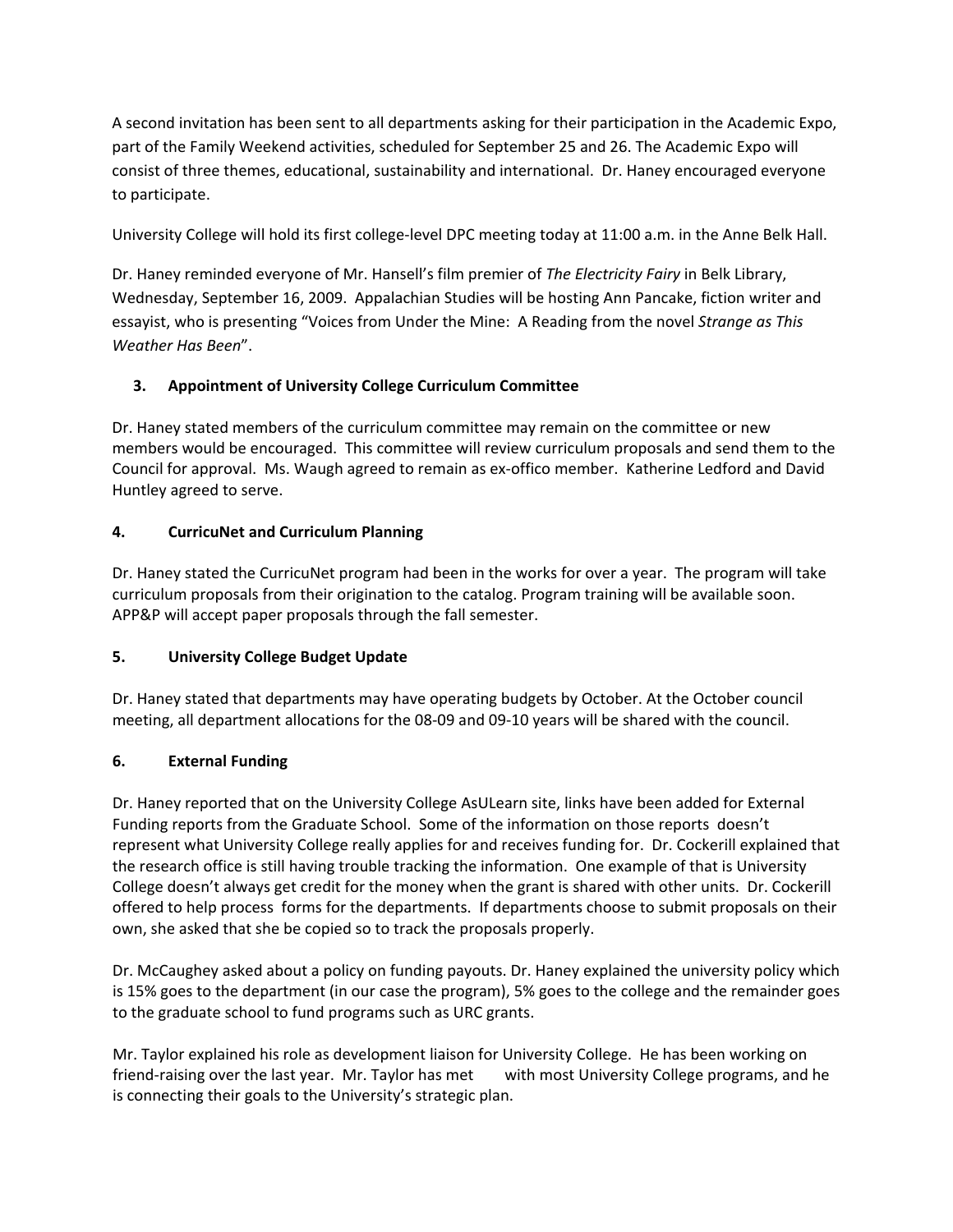A second invitation has been sent to all departments asking for their participation in the Academic Expo, part of the Family Weekend activities, scheduled for September 25 and 26. The Academic Expo will consist of three themes, educational, sustainability and international. Dr. Haney encouraged everyone to participate.

University College will hold its first college-level DPC meeting today at 11:00 a.m. in the Anne Belk Hall.

Dr. Haney reminded everyone of Mr. Hansell's film premier of *The Electricity Fairy* in Belk Library, Wednesday, September 16, 2009. Appalachian Studies will be hosting Ann Pancake, fiction writer and essayist, who is presenting "Voices from Under the Mine: A Reading from the novel *Strange as This Weather Has Been*".

### 3. Appointment of University College Curriculum Committee

Dr. Haney stated members of the curriculum committee may remain on the committee or new members would be encouraged. This committee will review curriculum proposals and send them to the Council for approval. Ms. Waugh agreed to remain as ex-offico member. Katherine Ledford and David Huntley agreed to serve.

### 4. CurricuNet and Curriculum Planning

Dr. Haney stated the CurricuNet program had been in the works for over a year. The program will take curriculum proposals from their origination to the catalog. Program training will be available soon. APP&P will accept paper proposals through the fall semester.

### 5. University College Budget Update

Dr. Haney stated that departments may have operating budgets by October. At the October council meeting, all department allocations for the 08-09 and 09-10 years will be shared with the council.

### 6. External Funding

Dr. Haney reported that on the University College AsULearn site, links have been added for External Funding reports from the Graduate School. Some of the information on those reports doesn't represent what University College really applies for and receives funding for. Dr. Cockerill explained that the research office is still having trouble tracking the information. One example of that is University College doesn't always get credit for the money when the grant is shared with other units. Dr. Cockerill offered to help process forms for the departments. If departments choose to submit proposals on their own, she asked that she be copied so to track the proposals properly.

Dr. McCaughey asked about a policy on funding payouts. Dr. Haney explained the university policy which is 15% goes to the department (in our case the program), 5% goes to the college and the remainder goes to the graduate school to fund programs such as URC grants.

Mr. Taylor explained his role as development liaison for University College. He has been working on friend-raising over the last year. Mr. Taylor has met with most University College programs, and he is connecting their goals to the University's strategic plan.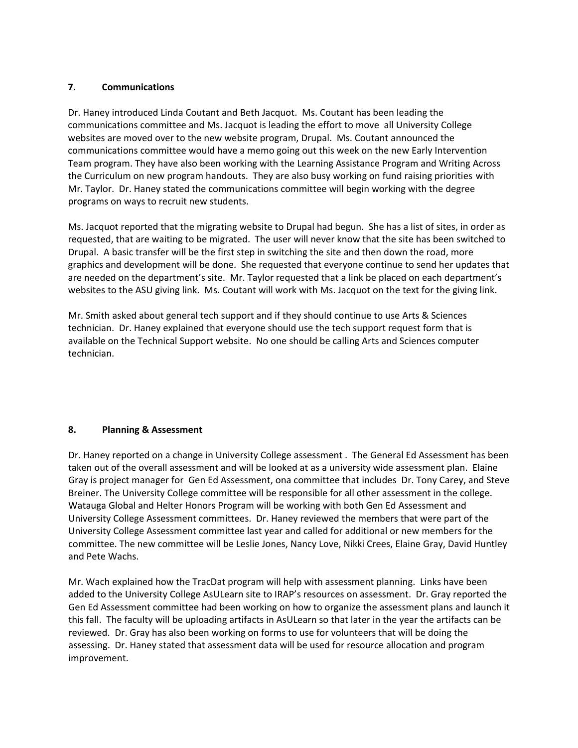**7. Communications**

Dr. Haney introduced Linda Coutant and Beth Jacquot. Ms. Coutant has been leading the communications committee and Ms. Jacquot is leading the effort to move all University College websites are moved over to the new website program, Drupal. Ms. Coutant announced the communications committee would have a memo going out this week on the new Early Intervention Team program. They have also been working with the Learning Assistance Program and Writing Across the Curriculum on new program handouts. They are also busy working on fund raising priorities with Mr. Taylor. Dr. Haney stated the communications committee will begin working with the degree programs on ways to recruit new students.

Ms. Jacquot reported that the migrating website to Drupal had begun. She has a list of sites, in order as requested, that are waiting to be migrated. The user will never know that the site has been switched to Drupal. A basic transfer will be the first step in switching the site and then down the road, more graphics and development will be done. She requested that everyone continue to send her updates that are needed on the department's site. Mr. Taylor requested that a link be placed on each department's websites to the ASU giving link. Ms. Coutant will work with Ms. Jacquot on the text for the giving link.

Mr. Smith asked about general tech support and if they should continue to use Arts & Sciences technician. Dr. Haney explained that everyone should use the tech support request form that is available on the Technical Support website. No one should be calling Arts and Sciences computer technician.

**8. Planning & Assessment**

Dr. Haney reported on a change in University College assessment . The General Ed Assessment has been taken out of the overall assessment and will be looked at as a university wide assessment plan. Elaine Gray is project manager for Gen Ed Assessment, ona committee that includes Dr. Tony Carey, and Steve Breiner. The University College committee will be responsible for all other assessment in the college. Watauga Global and Helter Honors Program will be working with both Gen Ed Assessment and University College Assessment committees. Dr. Haney reviewed the members that were part of the University College Assessment committee last year and called for additional or new members for the committee. The new committee will be Leslie Jones, Nancy Love, Nikki Crees, Elaine Gray, David Huntley and Pete Wachs.

Mr. Wach explained how the TracDat program will help with assessment planning. Links have been added to the University College AsULearn site to IRAP's resources on assessment. Dr. Gray reported the Gen Ed Assessment committee had been working on how to organize the assessment plans and launch it this fall. The faculty will be uploading artifacts in AsULearn so that later in the year the artifacts can be reviewed. Dr. Gray has also been working on forms to use for volunteers that will be doing the assessing. Dr. Haney stated that assessment data will be used for resource allocation and program improvement.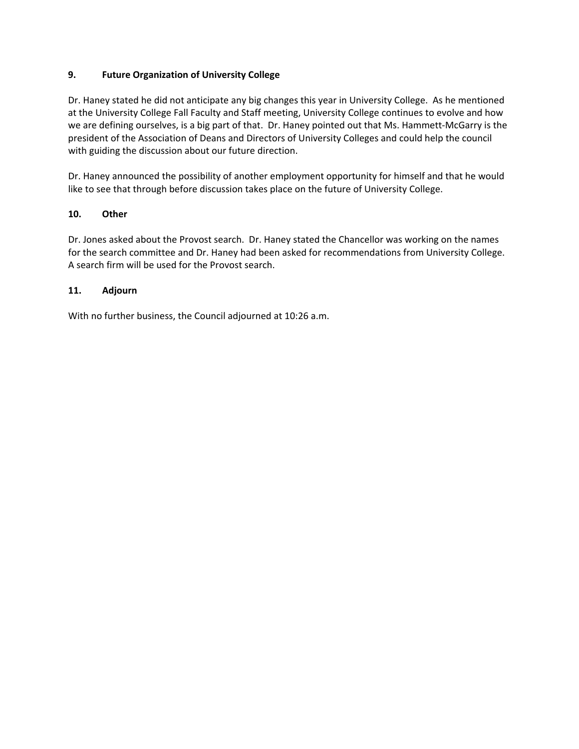**9. Future Organization of University College**

Dr. Haney stated he did not anticipate any big changes this year in University College. As he mentioned at the University College Fall Faculty and Staff meeting, University College continues to evolve and how we are defining ourselves, is a big part of that. Dr. Haney pointed out that Ms. Hammett-McGarry is the president of the Association of Deans and Directors of University Colleges and could help the council with guiding the discussion about our future direction.

Dr. Haney announced the possibility of another employment opportunity for himself and that he would like to see that through before discussion takes place on the future of University College.

**10. Other**

Dr. Jones asked about the Provost search. Dr. Haney stated the Chancellor was working on the names for the search committee and Dr. Haney had been asked for recommendations from University College. A search firm will be used for the Provost search.

**11. Adjourn**

With no further business, the Council adjourned at 10:26 a.m.